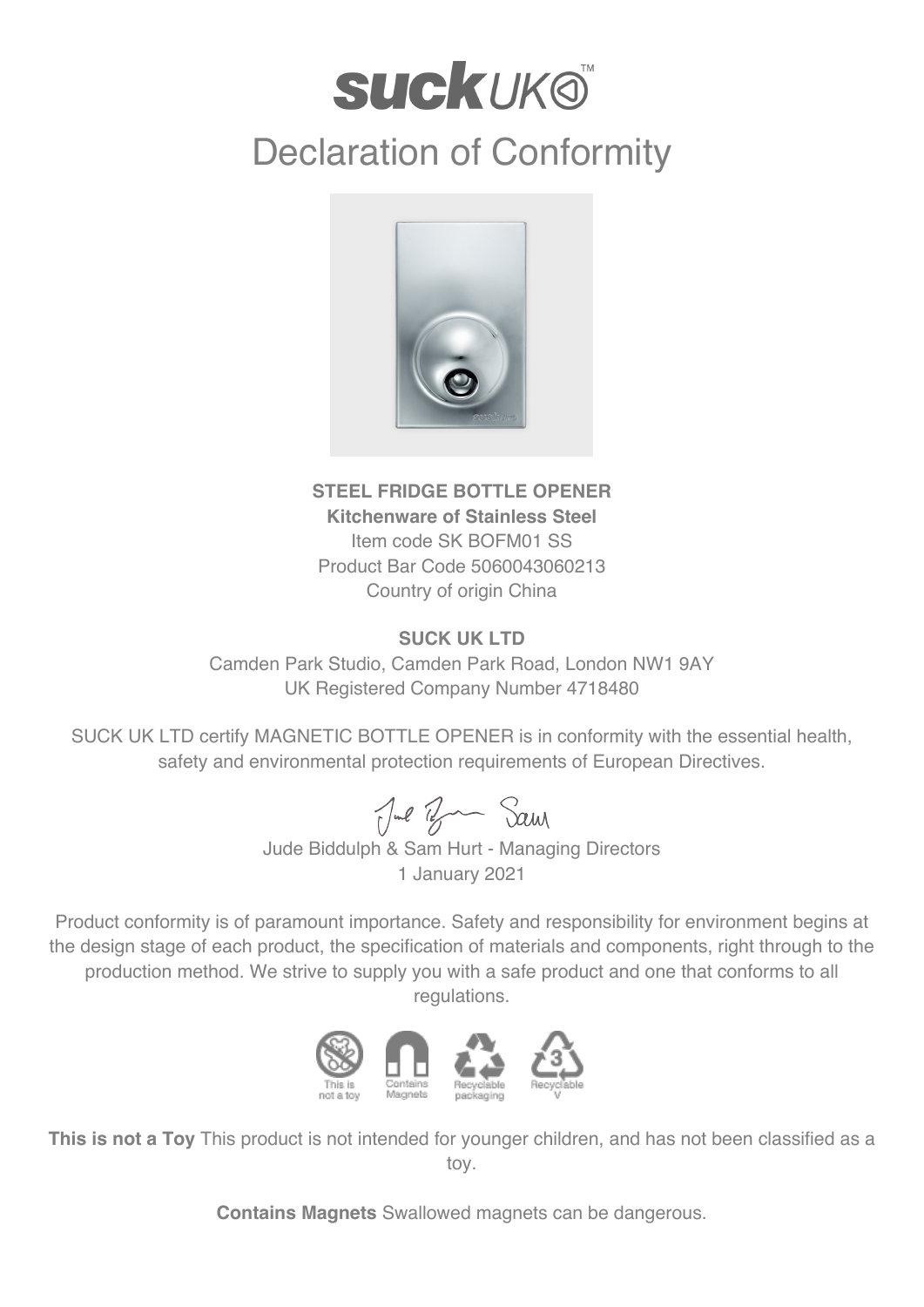# suck UK™

# Declaration of Conformity

**STEEL FRIDGE BOTTLE OPENER**
**Kitchenware of Stainless Steel**
Item code SK BOFM01 SS
Product Bar Code 5060043060213
Country of origin China

**SUCK UK LTD**
Camden Park Studio, Camden Park Road, London NW1 9AY
UK Registered Company Number 4718480

SUCK UK LTD certify MAGNETIC BOTTLE OPENER is in conformity with the essential health, safety and environmental protection requirements of European Directives.

Jude Biddulph & Sam Hurt - Managing Directors
1 January 2021

Product conformity is of paramount importance. Safety and responsibility for environment begins at the design stage of each product, the specification of materials and components, right through to the production method. We strive to supply you with a safe product and one that conforms to all regulations.

This is not a toy | Contains Magnets | Recyclable packaging | Recyclable V

**This is not a Toy** This product is not intended for younger children, and has not been classified as a toy.

**Contains Magnets** Swallowed magnets can be dangerous.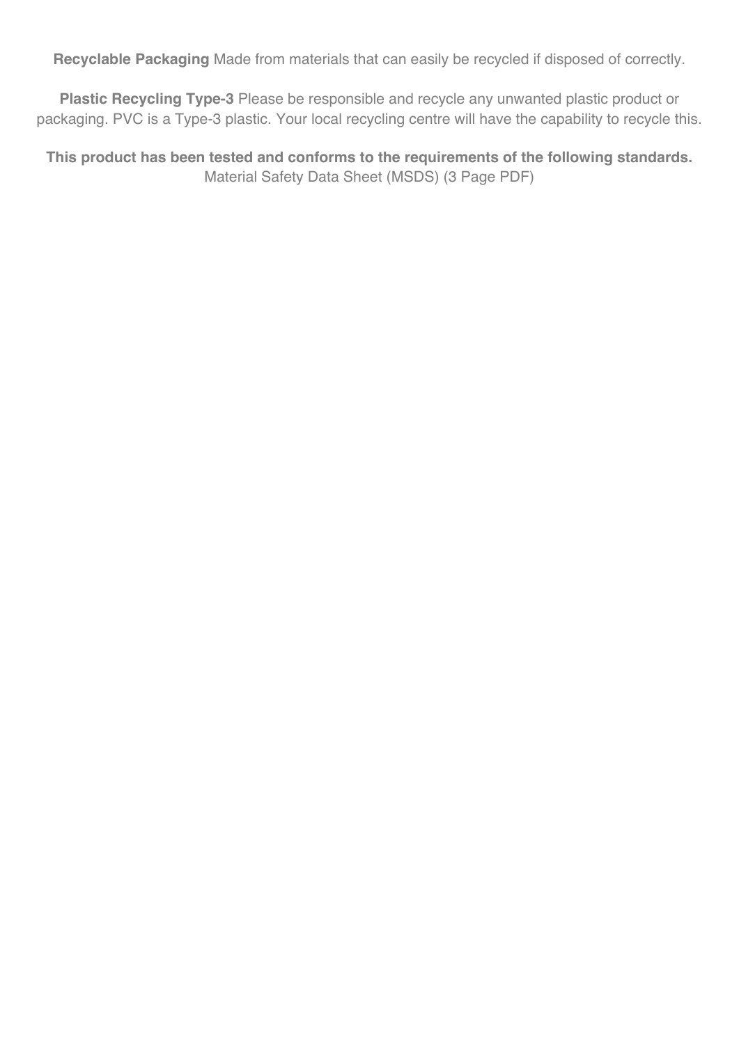**Recyclable Packaging** Made from materials that can easily be recycled if disposed of correctly.

**Plastic Recycling Type-3** Please be responsible and recycle any unwanted plastic product or packaging. PVC is a Type-3 plastic. Your local recycling centre will have the capability to recycle this.

**This product has been tested and conforms to the requirements of the following standards.**
Material Safety Data Sheet (MSDS) (3 Page PDF)